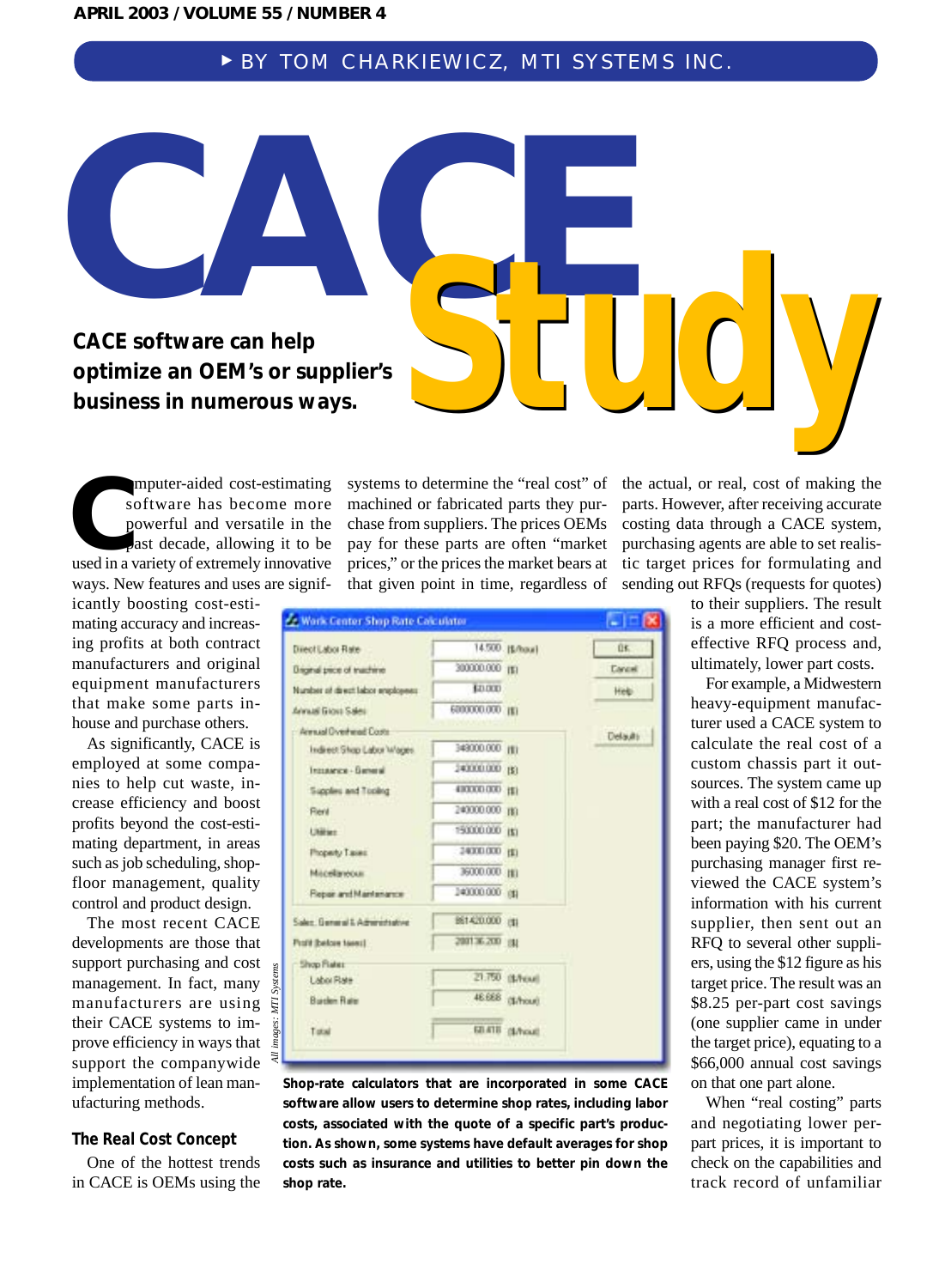▸ BY TOM CHARKIEWICZ, MTI SYSTEMS INC.

# CACE Study

**CACE software can help optimize an OEM's or supplier's business in numerous ways.**

Computer-aided cost-estimating software has become more powerful and versatile in the past decade, allowing it to be used in a variety of extremely innovative ways. New features and uses are significantly boosting cost-estimating accuracy and increasing profits at both contract manufacturers and original equipment manufacturers that make some parts in-house and purchase others.

As significantly, CACE is employed at some companies to help cut waste, increase efficiency and boost profits beyond the cost-estimating department, in areas such as job scheduling, shop-floor management, quality control and product design.

The most recent CACE developments are those that support purchasing and cost management. In fact, many manufacturers are using their CACE systems to improve efficiency in ways that support the companywide implementation of lean manufacturing methods.

## The Real Cost Concept

One of the hottest trends in CACE is OEMs using the systems to determine the "real cost" of machined or fabricated parts they purchase from suppliers. The prices OEMs pay for these parts are often "market prices," or the prices the market bears at that given point in time, regardless of the actual, or real, cost of making the parts. However, after receiving accurate costing data through a CACE system, purchasing agents are able to set realistic target prices for formulating and sending out RFQs (requests for quotes) to their suppliers. The result is a more efficient and cost-effective RFQ process and, ultimately, lower part costs.

For example, a Midwestern heavy-equipment manufacturer used a CACE system to calculate the real cost of a custom chassis part it outsources. The system came up with a real cost of $12 for the part; the manufacturer had been paying $20. The OEM's purchasing manager first reviewed the CACE system's information with his current supplier, then sent out an RFQ to several other suppliers, using the $12 figure as his target price. The result was an $8.25 per-part cost savings (one supplier came in under the target price), equating to a $66,000 annual cost savings on that one part alone.

When "real costing" parts and negotiating lower per-part prices, it is important to check on the capabilities and track record of unfamiliar

| Work Center Shop Rate Calculator | | |
|---|---|---|
| Direct Labor Rate | 14.500 | ($/hour) |
| Original price of machine | 300000.000 | ($) |
| Number of direct labor employees | 60.000 | |
| Annual Gross Sales | 6000000.000 | ($) |
| **Annual Overhead Costs** | | |
| Indirect Shop Labor Wages | 349000.000 | ($) |
| Insurance - General | 240000.000 | ($) |
| Supplies and Tooling | 400000.000 | ($) |
| Rent | 240000.000 | ($) |
| Utilities | 150000.000 | ($) |
| Property Taxes | 24000.000 | ($) |
| Miscellaneous | 36000.000 | ($) |
| Repair and Maintenance | 240000.000 | ($) |
| Sales, General & Administrative | 861420.000 | ($) |
| Profit (before taxes) | 288136.200 | ($) |
| **Shop Rates** | | |
| Labor Rate | 21.750 | ($/hour) |
| Burden Rate | 46.668 | ($/hour) |
| Total | 68.418 | ($/hour) |

**Shop-rate calculators that are incorporated in some CACE software allow users to determine shop rates, including labor costs, associated with the quote of a specific part's production. As shown, some systems have default averages for shop costs such as insurance and utilities to better pin down the shop rate.**

*All images: MTI Systems*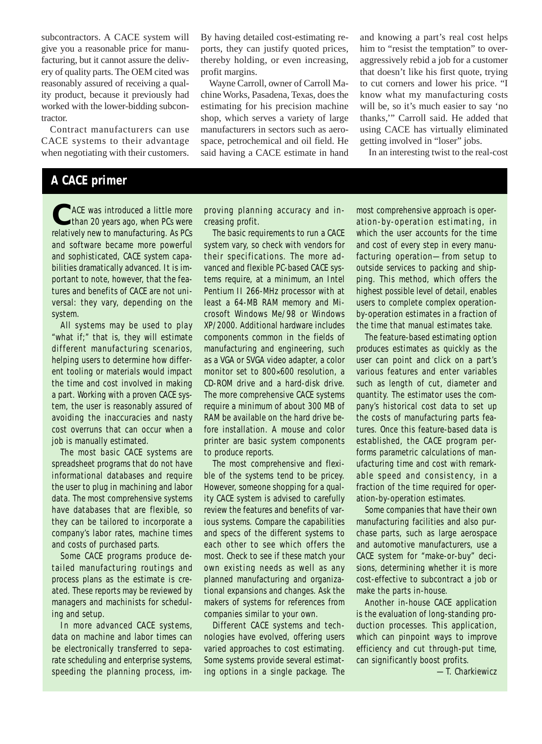subcontractors. A CACE system will give you a reasonable price for manufacturing, but it cannot assure the delivery of quality parts. The OEM cited was reasonably assured of receiving a quality product, because it previously had worked with the lower-bidding subcontractor.

Contract manufacturers can use CACE systems to their advantage when negotiating with their customers. By having detailed cost-estimating reports, they can justify quoted prices, thereby holding, or even increasing, profit margins.

Wayne Carroll, owner of Carroll Machine Works, Pasadena, Texas, does the estimating for his precision machine shop, which serves a variety of large manufacturers in sectors such as aerospace, petrochemical and oil field. He said having a CACE estimate in hand and knowing a part's real cost helps him to "resist the temptation" to over-aggressively rebid a job for a customer that doesn't like his first quote, trying to cut corners and lower his price. "I know what my manufacturing costs will be, so it's much easier to say 'no thanks,'" Carroll said. He added that using CACE has virtually eliminated getting involved in "loser" jobs.

In an interesting twist to the real-cost

## A CACE primer

CACE was introduced a little more than 20 years ago, when PCs were relatively new to manufacturing. As PCs and software became more powerful and sophisticated, CACE system capabilities dramatically advanced. It is important to note, however, that the features and benefits of CACE are not universal: they vary, depending on the system.

All systems may be used to play "what if;" that is, they will estimate different manufacturing scenarios, helping users to determine how different tooling or materials would impact the time and cost involved in making a part. Working with a proven CACE system, the user is reasonably assured of avoiding the inaccuracies and nasty cost overruns that can occur when a job is manually estimated.

The most basic CACE systems are spreadsheet programs that do not have informational databases and require the user to plug in machining and labor data. The most comprehensive systems have databases that are flexible, so they can be tailored to incorporate a company's labor rates, machine times and costs of purchased parts.

Some CACE programs produce detailed manufacturing routings and process plans as the estimate is created. These reports may be reviewed by managers and machinists for scheduling and setup.

In more advanced CACE systems, data on machine and labor times can be electronically transferred to separate scheduling and enterprise systems, speeding the planning process, improving planning accuracy and increasing profit.

The basic requirements to run a CACE system vary, so check with vendors for their specifications. The more advanced and flexible PC-based CACE systems require, at a minimum, an Intel Pentium II 266-MHz processor with at least a 64-MB RAM memory and Microsoft Windows Me/98 or Windows XP/2000. Additional hardware includes components common in the fields of manufacturing and engineering, such as a VGA or SVGA video adapter, a color monitor set to 800×600 resolution, a CD-ROM drive and a hard-disk drive. The more comprehensive CACE systems require a minimum of about 300 MB of RAM be available on the hard drive before installation. A mouse and color printer are basic system components to produce reports.

The most comprehensive and flexible of the systems tend to be pricey. However, someone shopping for a quality CACE system is advised to carefully review the features and benefits of various systems. Compare the capabilities and specs of the different systems to each other to see which offers the most. Check to see if these match your own existing needs as well as any planned manufacturing and organizational expansions and changes. Ask the makers of systems for references from companies similar to your own.

Different CACE systems and technologies have evolved, offering users varied approaches to cost estimating. Some systems provide several estimating options in a single package. The most comprehensive approach is operation-by-operation estimating, in which the user accounts for the time and cost of every step in every manufacturing operation—from setup to outside services to packing and shipping. This method, which offers the highest possible level of detail, enables users to complete complex operation-by-operation estimates in a fraction of the time that manual estimates take.

The feature-based estimating option produces estimates as quickly as the user can point and click on a part's various features and enter variables such as length of cut, diameter and quantity. The estimator uses the company's historical cost data to set up the costs of manufacturing parts features. Once this feature-based data is established, the CACE program performs parametric calculations of manufacturing time and cost with remarkable speed and consistency, in a fraction of the time required for operation-by-operation estimates.

Some companies that have their own manufacturing facilities and also purchase parts, such as large aerospace and automotive manufacturers, use a CACE system for "make-or-buy" decisions, determining whether it is more cost-effective to subcontract a job or make the parts in-house.

Another in-house CACE application is the evaluation of long-standing production processes. This application, which can pinpoint ways to improve efficiency and cut through-put time, can significantly boost profits.

—T. Charkiewicz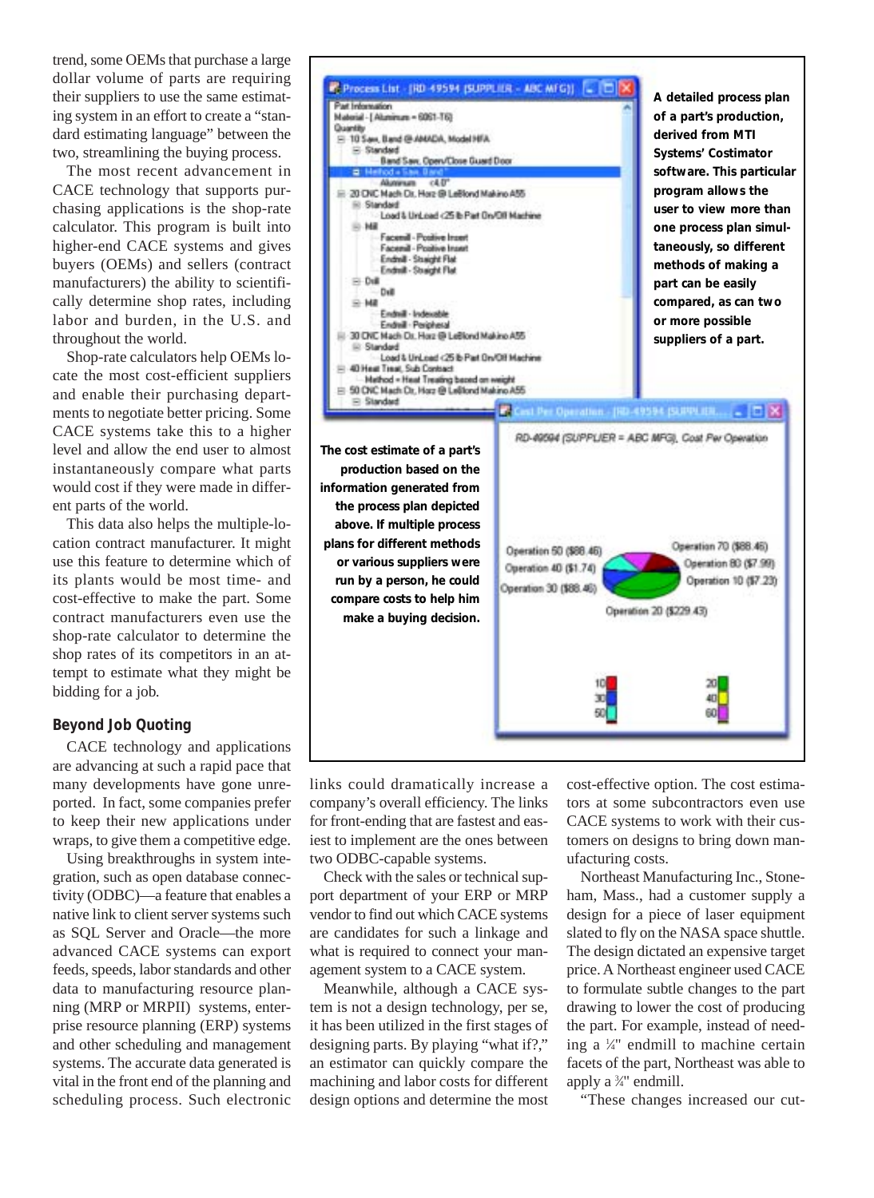trend, some OEMs that purchase a large dollar volume of parts are requiring their suppliers to use the same estimating system in an effort to create a "standard estimating language" between the two, streamlining the buying process.

The most recent advancement in CACE technology that supports purchasing applications is the shop-rate calculator. This program is built into higher-end CACE systems and gives buyers (OEMs) and sellers (contract manufacturers) the ability to scientifically determine shop rates, including labor and burden, in the U.S. and throughout the world.

Shop-rate calculators help OEMs locate the most cost-efficient suppliers and enable their purchasing departments to negotiate better pricing. Some CACE systems take this to a higher level and allow the end user to almost instantaneously compare what parts would cost if they were made in different parts of the world.

This data also helps the multiple-location contract manufacturer. It might use this feature to determine which of its plants would be most time- and cost-effective to make the part. Some contract manufacturers even use the shop-rate calculator to determine the shop rates of its competitors in an attempt to estimate what they might be bidding for a job.

**A detailed process plan of a part's production, derived from MTI Systems' Costimator software. This particular program allows the user to view more than one process plan simultaneously, so different methods of making a part can be easily compared, as can two or more possible suppliers of a part.**

**The cost estimate of a part's production based on the information generated from the process plan depicted above. If multiple process plans for different methods or various suppliers were run by a person, he could compare costs to help him make a buying decision.**

### Beyond Job Quoting

CACE technology and applications are advancing at such a rapid pace that many developments have gone unreported. In fact, some companies prefer to keep their new applications under wraps, to give them a competitive edge.

Using breakthroughs in system integration, such as open database connectivity (ODBC)—a feature that enables a native link to client server systems such as SQL Server and Oracle—the more advanced CACE systems can export feeds, speeds, labor standards and other data to manufacturing resource planning (MRP or MRPII) systems, enterprise resource planning (ERP) systems and other scheduling and management systems. The accurate data generated is vital in the front end of the planning and scheduling process. Such electronic links could dramatically increase a company's overall efficiency. The links for front-ending that are fastest and easiest to implement are the ones between two ODBC-capable systems.

Check with the sales or technical support department of your ERP or MRP vendor to find out which CACE systems are candidates for such a linkage and what is required to connect your management system to a CACE system.

Meanwhile, although a CACE system is not a design technology, per se, it has been utilized in the first stages of designing parts. By playing "what if?," an estimator can quickly compare the machining and labor costs for different design options and determine the most cost-effective option. The cost estimators at some subcontractors even use CACE systems to work with their customers on designs to bring down manufacturing costs.

Northeast Manufacturing Inc., Stoneham, Mass., had a customer supply a design for a piece of laser equipment slated to fly on the NASA space shuttle. The design dictated an expensive target price. A Northeast engineer used CACE to formulate subtle changes to the part drawing to lower the cost of producing the part. For example, instead of needing a ¼" endmill to machine certain facets of the part, Northeast was able to apply a ¾" endmill.

"These changes increased our cut-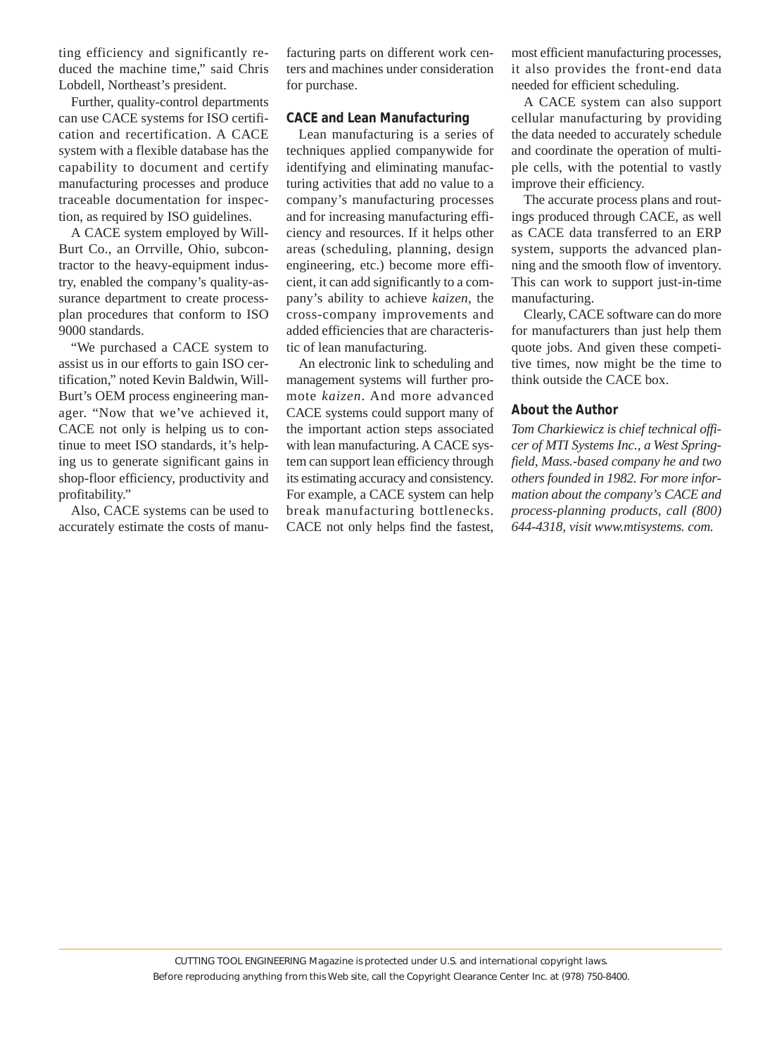ting efficiency and significantly reduced the machine time," said Chris Lobdell, Northeast's president.

Further, quality-control departments can use CACE systems for ISO certification and recertification. A CACE system with a flexible database has the capability to document and certify manufacturing processes and produce traceable documentation for inspection, as required by ISO guidelines.

A CACE system employed by Will-Burt Co., an Orrville, Ohio, subcontractor to the heavy-equipment industry, enabled the company's quality-assurance department to create process-plan procedures that conform to ISO 9000 standards.

"We purchased a CACE system to assist us in our efforts to gain ISO certification," noted Kevin Baldwin, Will-Burt's OEM process engineering manager. "Now that we've achieved it, CACE not only is helping us to continue to meet ISO standards, it's helping us to generate significant gains in shop-floor efficiency, productivity and profitability."

Also, CACE systems can be used to accurately estimate the costs of manufacturing parts on different work centers and machines under consideration for purchase.

### CACE and Lean Manufacturing

Lean manufacturing is a series of techniques applied companywide for identifying and eliminating manufacturing activities that add no value to a company's manufacturing processes and for increasing manufacturing efficiency and resources. If it helps other areas (scheduling, planning, design engineering, etc.) become more efficient, it can add significantly to a company's ability to achieve *kaizen*, the cross-company improvements and added efficiencies that are characteristic of lean manufacturing.

An electronic link to scheduling and management systems will further promote *kaizen*. And more advanced CACE systems could support many of the important action steps associated with lean manufacturing. A CACE system can support lean efficiency through its estimating accuracy and consistency. For example, a CACE system can help break manufacturing bottlenecks. CACE not only helps find the fastest, most efficient manufacturing processes, it also provides the front-end data needed for efficient scheduling.

A CACE system can also support cellular manufacturing by providing the data needed to accurately schedule and coordinate the operation of multiple cells, with the potential to vastly improve their efficiency.

The accurate process plans and routings produced through CACE, as well as CACE data transferred to an ERP system, supports the advanced planning and the smooth flow of inventory. This can work to support just-in-time manufacturing.

Clearly, CACE software can do more for manufacturers than just help them quote jobs. And given these competitive times, now might be the time to think outside the CACE box.

### About the Author

*Tom Charkiewicz is chief technical officer of MTI Systems Inc., a West Springfield, Mass.-based company he and two others founded in 1982. For more information about the company's CACE and process-planning products, call (800) 644-4318, visit www.mtisystems. com.*

CUTTING TOOL ENGINEERING Magazine is protected under U.S. and international copyright laws.
Before reproducing anything from this Web site, call the Copyright Clearance Center Inc. at (978) 750-8400.